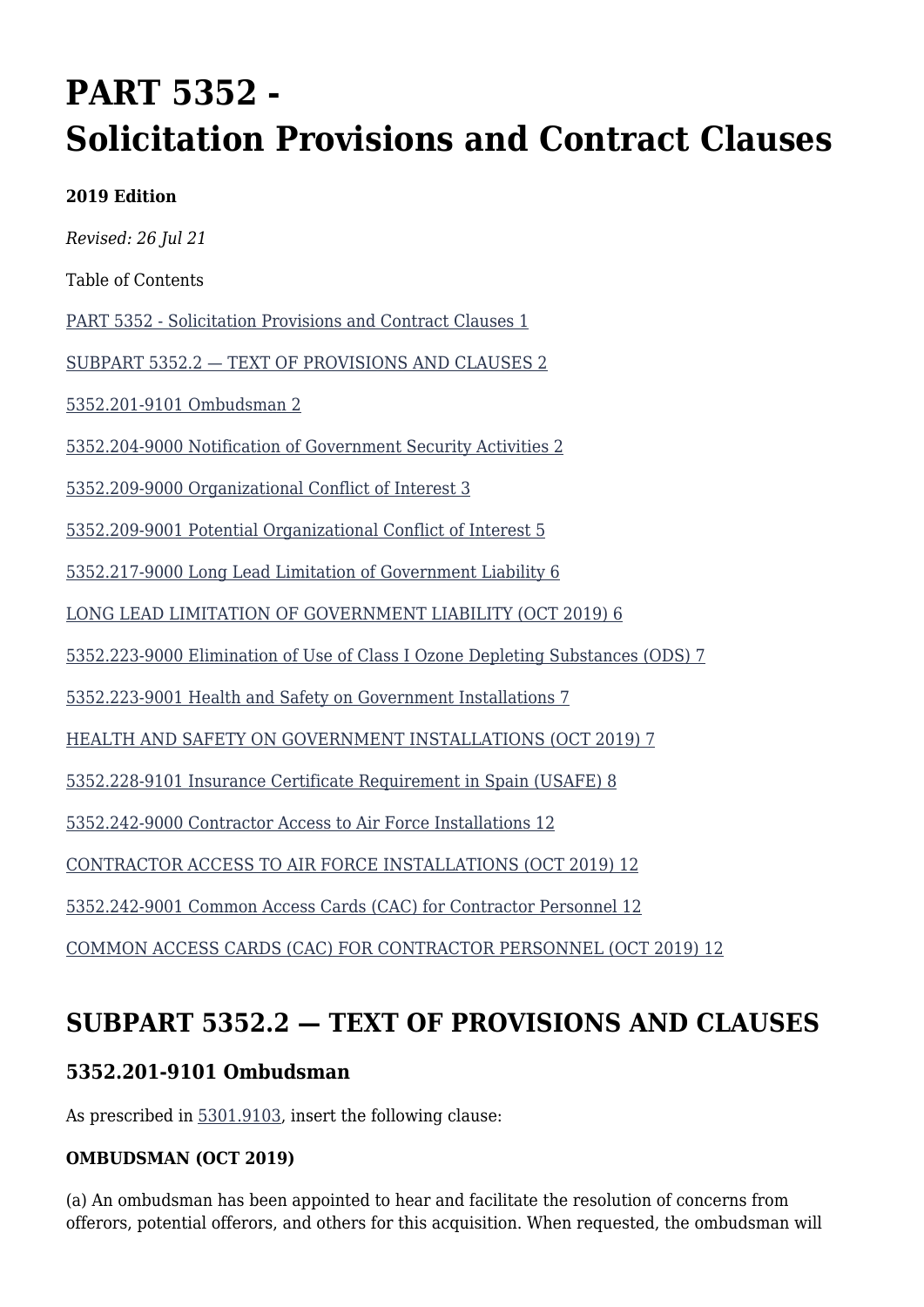# PART 5352 - Solicitation Provisions and Contract Clauses

**2019 Edition**

*Revised: 26 Jul 21*

Table of Contents

PART 5352 - Solicitation Provisions and Contract Clauses 1

SUBPART 5352.2 — TEXT OF PROVISIONS AND CLAUSES 2

5352.201-9101 Ombudsman 2

5352.204-9000 Notification of Government Security Activities 2

5352.209-9000 Organizational Conflict of Interest 3

5352.209-9001 Potential Organizational Conflict of Interest 5

5352.217-9000 Long Lead Limitation of Government Liability 6

LONG LEAD LIMITATION OF GOVERNMENT LIABILITY (OCT 2019) 6

5352.223-9000 Elimination of Use of Class I Ozone Depleting Substances (ODS) 7

5352.223-9001 Health and Safety on Government Installations 7

HEALTH AND SAFETY ON GOVERNMENT INSTALLATIONS (OCT 2019) 7

5352.228-9101 Insurance Certificate Requirement in Spain (USAFE) 8

5352.242-9000 Contractor Access to Air Force Installations 12

CONTRACTOR ACCESS TO AIR FORCE INSTALLATIONS (OCT 2019) 12

5352.242-9001 Common Access Cards (CAC) for Contractor Personnel 12

COMMON ACCESS CARDS (CAC) FOR CONTRACTOR PERSONNEL (OCT 2019) 12

## SUBPART 5352.2 — TEXT OF PROVISIONS AND CLAUSES

### 5352.201-9101 Ombudsman

As prescribed in 5301.9103, insert the following clause:

**OMBUDSMAN (OCT 2019)**

(a) An ombudsman has been appointed to hear and facilitate the resolution of concerns from offerors, potential offerors, and others for this acquisition. When requested, the ombudsman will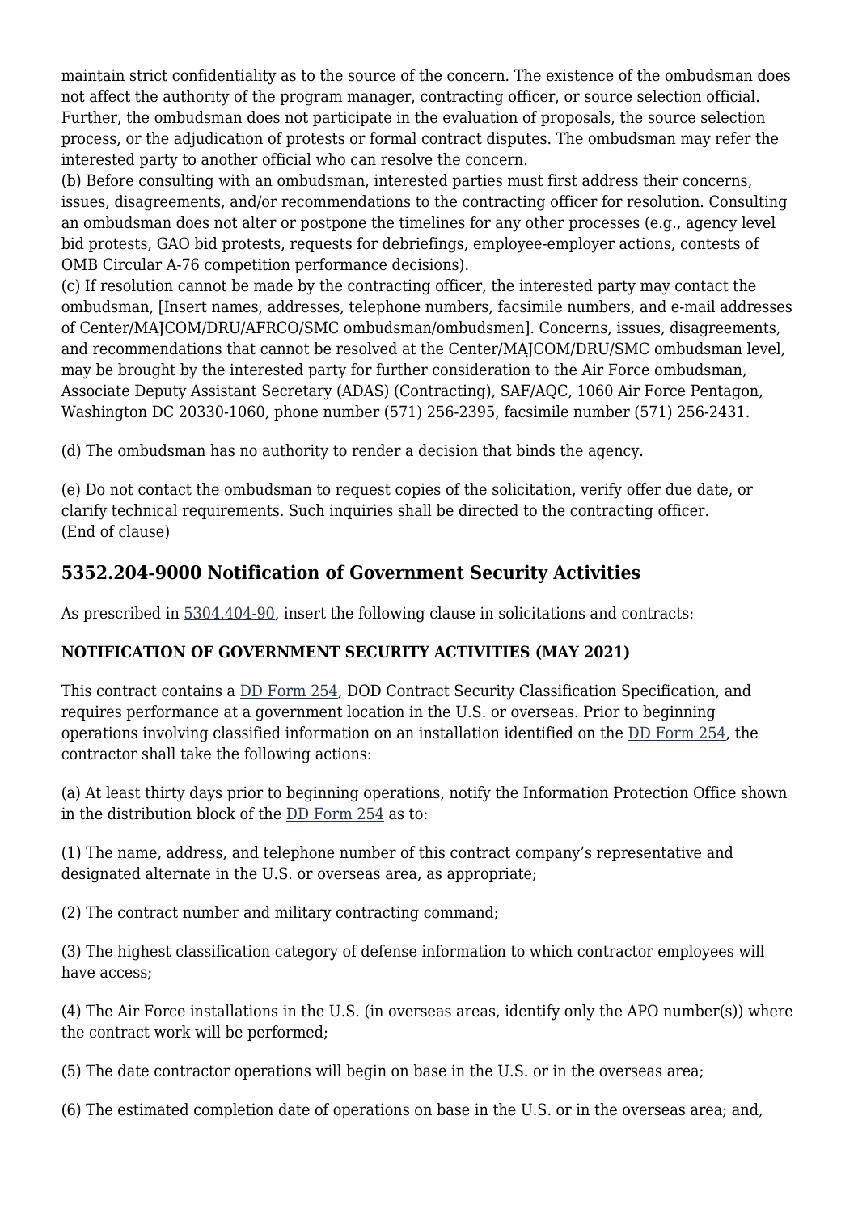maintain strict confidentiality as to the source of the concern. The existence of the ombudsman does not affect the authority of the program manager, contracting officer, or source selection official. Further, the ombudsman does not participate in the evaluation of proposals, the source selection process, or the adjudication of protests or formal contract disputes. The ombudsman may refer the interested party to another official who can resolve the concern.
(b) Before consulting with an ombudsman, interested parties must first address their concerns, issues, disagreements, and/or recommendations to the contracting officer for resolution. Consulting an ombudsman does not alter or postpone the timelines for any other processes (e.g., agency level bid protests, GAO bid protests, requests for debriefings, employee-employer actions, contests of OMB Circular A-76 competition performance decisions).
(c) If resolution cannot be made by the contracting officer, the interested party may contact the ombudsman, [Insert names, addresses, telephone numbers, facsimile numbers, and e-mail addresses of Center/MAJCOM/DRU/AFRCO/SMC ombudsman/ombudsmen]. Concerns, issues, disagreements, and recommendations that cannot be resolved at the Center/MAJCOM/DRU/SMC ombudsman level, may be brought by the interested party for further consideration to the Air Force ombudsman, Associate Deputy Assistant Secretary (ADAS) (Contracting), SAF/AQC, 1060 Air Force Pentagon, Washington DC 20330-1060, phone number (571) 256-2395, facsimile number (571) 256-2431.

(d) The ombudsman has no authority to render a decision that binds the agency.

(e) Do not contact the ombudsman to request copies of the solicitation, verify offer due date, or clarify technical requirements. Such inquiries shall be directed to the contracting officer.
(End of clause)

## 5352.204-9000 Notification of Government Security Activities

As prescribed in 5304.404-90, insert the following clause in solicitations and contracts:

**NOTIFICATION OF GOVERNMENT SECURITY ACTIVITIES (MAY 2021)**

This contract contains a DD Form 254, DOD Contract Security Classification Specification, and requires performance at a government location in the U.S. or overseas. Prior to beginning operations involving classified information on an installation identified on the DD Form 254, the contractor shall take the following actions:

(a) At least thirty days prior to beginning operations, notify the Information Protection Office shown in the distribution block of the DD Form 254 as to:

(1) The name, address, and telephone number of this contract company's representative and designated alternate in the U.S. or overseas area, as appropriate;

(2) The contract number and military contracting command;

(3) The highest classification category of defense information to which contractor employees will have access;

(4) The Air Force installations in the U.S. (in overseas areas, identify only the APO number(s)) where the contract work will be performed;

(5) The date contractor operations will begin on base in the U.S. or in the overseas area;

(6) The estimated completion date of operations on base in the U.S. or in the overseas area; and,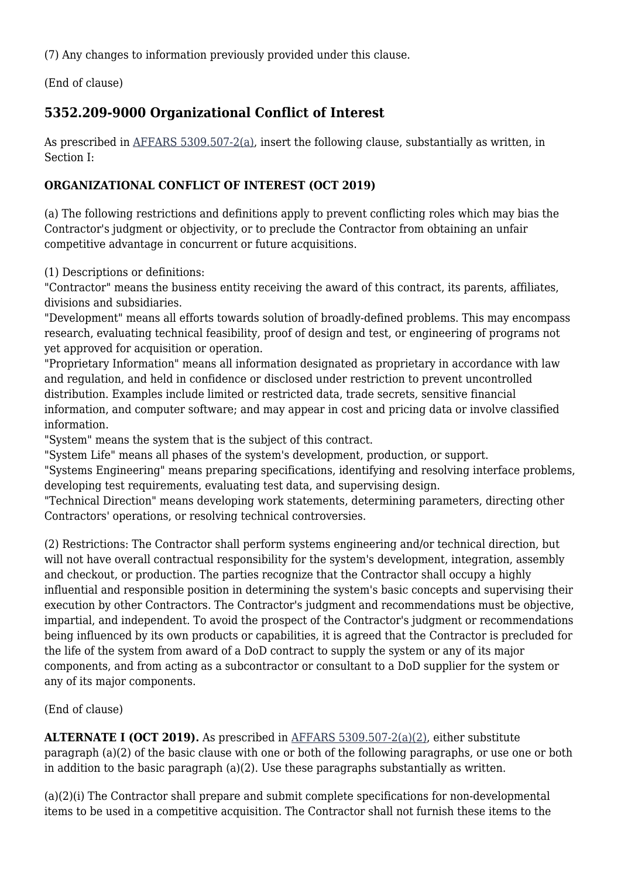(7) Any changes to information previously provided under this clause.

(End of clause)

## 5352.209-9000 Organizational Conflict of Interest

As prescribed in AFFARS 5309.507-2(a), insert the following clause, substantially as written, in Section I:

**ORGANIZATIONAL CONFLICT OF INTEREST (OCT 2019)**

(a) The following restrictions and definitions apply to prevent conflicting roles which may bias the Contractor's judgment or objectivity, or to preclude the Contractor from obtaining an unfair competitive advantage in concurrent or future acquisitions.

(1) Descriptions or definitions:
"Contractor" means the business entity receiving the award of this contract, its parents, affiliates, divisions and subsidiaries.
"Development" means all efforts towards solution of broadly-defined problems. This may encompass research, evaluating technical feasibility, proof of design and test, or engineering of programs not yet approved for acquisition or operation.
"Proprietary Information" means all information designated as proprietary in accordance with law and regulation, and held in confidence or disclosed under restriction to prevent uncontrolled distribution. Examples include limited or restricted data, trade secrets, sensitive financial information, and computer software; and may appear in cost and pricing data or involve classified information.
"System" means the system that is the subject of this contract.
"System Life" means all phases of the system's development, production, or support.
"Systems Engineering" means preparing specifications, identifying and resolving interface problems, developing test requirements, evaluating test data, and supervising design.
"Technical Direction" means developing work statements, determining parameters, directing other Contractors' operations, or resolving technical controversies.

(2) Restrictions: The Contractor shall perform systems engineering and/or technical direction, but will not have overall contractual responsibility for the system's development, integration, assembly and checkout, or production. The parties recognize that the Contractor shall occupy a highly influential and responsible position in determining the system's basic concepts and supervising their execution by other Contractors. The Contractor's judgment and recommendations must be objective, impartial, and independent. To avoid the prospect of the Contractor's judgment or recommendations being influenced by its own products or capabilities, it is agreed that the Contractor is precluded for the life of the system from award of a DoD contract to supply the system or any of its major components, and from acting as a subcontractor or consultant to a DoD supplier for the system or any of its major components.

(End of clause)

**ALTERNATE I (OCT 2019).** As prescribed in AFFARS 5309.507-2(a)(2), either substitute paragraph (a)(2) of the basic clause with one or both of the following paragraphs, or use one or both in addition to the basic paragraph (a)(2). Use these paragraphs substantially as written.

(a)(2)(i) The Contractor shall prepare and submit complete specifications for non-developmental items to be used in a competitive acquisition. The Contractor shall not furnish these items to the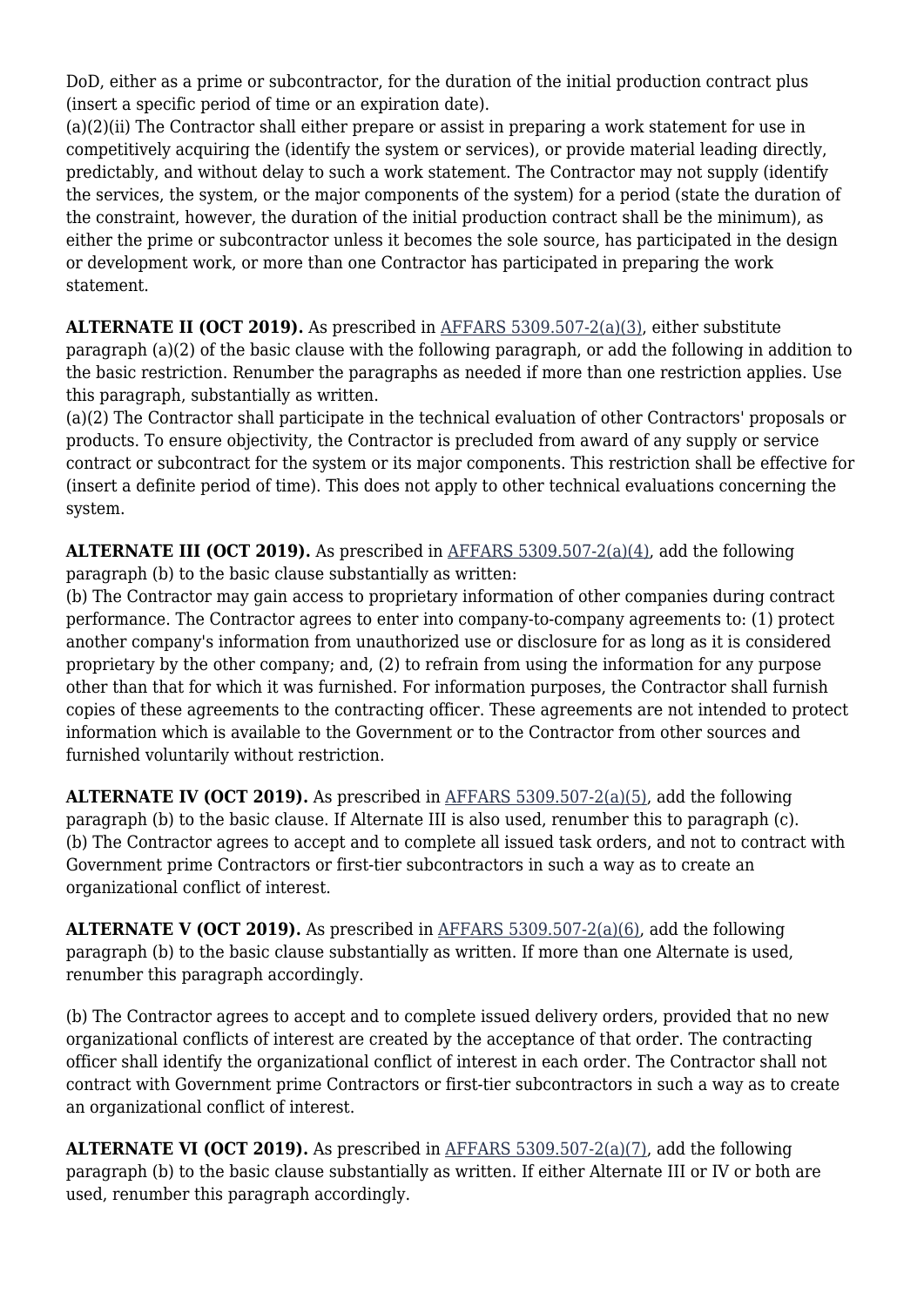DoD, either as a prime or subcontractor, for the duration of the initial production contract plus (insert a specific period of time or an expiration date).

(a)(2)(ii) The Contractor shall either prepare or assist in preparing a work statement for use in competitively acquiring the (identify the system or services), or provide material leading directly, predictably, and without delay to such a work statement. The Contractor may not supply (identify the services, the system, or the major components of the system) for a period (state the duration of the constraint, however, the duration of the initial production contract shall be the minimum), as either the prime or subcontractor unless it becomes the sole source, has participated in the design or development work, or more than one Contractor has participated in preparing the work statement.

**ALTERNATE II (OCT 2019).** As prescribed in AFFARS 5309.507-2(a)(3), either substitute paragraph (a)(2) of the basic clause with the following paragraph, or add the following in addition to the basic restriction. Renumber the paragraphs as needed if more than one restriction applies. Use this paragraph, substantially as written.

(a)(2) The Contractor shall participate in the technical evaluation of other Contractors' proposals or products. To ensure objectivity, the Contractor is precluded from award of any supply or service contract or subcontract for the system or its major components. This restriction shall be effective for (insert a definite period of time). This does not apply to other technical evaluations concerning the system.

**ALTERNATE III (OCT 2019).** As prescribed in AFFARS 5309.507-2(a)(4), add the following paragraph (b) to the basic clause substantially as written:

(b) The Contractor may gain access to proprietary information of other companies during contract performance. The Contractor agrees to enter into company-to-company agreements to: (1) protect another company's information from unauthorized use or disclosure for as long as it is considered proprietary by the other company; and, (2) to refrain from using the information for any purpose other than that for which it was furnished. For information purposes, the Contractor shall furnish copies of these agreements to the contracting officer. These agreements are not intended to protect information which is available to the Government or to the Contractor from other sources and furnished voluntarily without restriction.

**ALTERNATE IV (OCT 2019).** As prescribed in AFFARS 5309.507-2(a)(5), add the following paragraph (b) to the basic clause. If Alternate III is also used, renumber this to paragraph (c).

(b) The Contractor agrees to accept and to complete all issued task orders, and not to contract with Government prime Contractors or first-tier subcontractors in such a way as to create an organizational conflict of interest.

**ALTERNATE V (OCT 2019).** As prescribed in AFFARS 5309.507-2(a)(6), add the following paragraph (b) to the basic clause substantially as written. If more than one Alternate is used, renumber this paragraph accordingly.

(b) The Contractor agrees to accept and to complete issued delivery orders, provided that no new organizational conflicts of interest are created by the acceptance of that order. The contracting officer shall identify the organizational conflict of interest in each order. The Contractor shall not contract with Government prime Contractors or first-tier subcontractors in such a way as to create an organizational conflict of interest.

**ALTERNATE VI (OCT 2019).** As prescribed in AFFARS 5309.507-2(a)(7), add the following paragraph (b) to the basic clause substantially as written. If either Alternate III or IV or both are used, renumber this paragraph accordingly.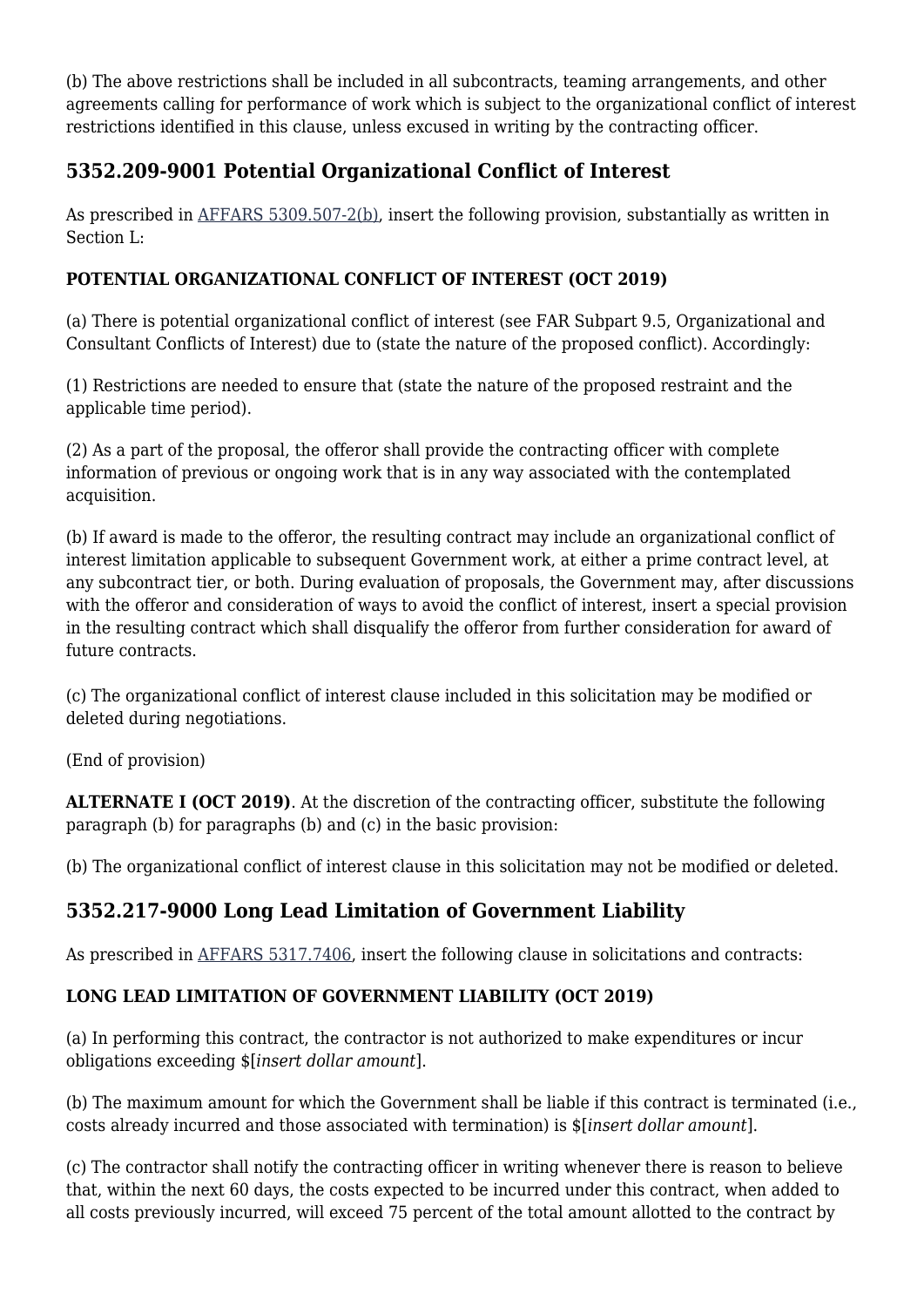(b) The above restrictions shall be included in all subcontracts, teaming arrangements, and other agreements calling for performance of work which is subject to the organizational conflict of interest restrictions identified in this clause, unless excused in writing by the contracting officer.

## 5352.209-9001 Potential Organizational Conflict of Interest

As prescribed in AFFARS 5309.507-2(b), insert the following provision, substantially as written in Section L:

**POTENTIAL ORGANIZATIONAL CONFLICT OF INTEREST (OCT 2019)**

(a) There is potential organizational conflict of interest (see FAR Subpart 9.5, Organizational and Consultant Conflicts of Interest) due to (state the nature of the proposed conflict). Accordingly:

(1) Restrictions are needed to ensure that (state the nature of the proposed restraint and the applicable time period).

(2) As a part of the proposal, the offeror shall provide the contracting officer with complete information of previous or ongoing work that is in any way associated with the contemplated acquisition.

(b) If award is made to the offeror, the resulting contract may include an organizational conflict of interest limitation applicable to subsequent Government work, at either a prime contract level, at any subcontract tier, or both. During evaluation of proposals, the Government may, after discussions with the offeror and consideration of ways to avoid the conflict of interest, insert a special provision in the resulting contract which shall disqualify the offeror from further consideration for award of future contracts.

(c) The organizational conflict of interest clause included in this solicitation may be modified or deleted during negotiations.

(End of provision)

**ALTERNATE I (OCT 2019)**. At the discretion of the contracting officer, substitute the following paragraph (b) for paragraphs (b) and (c) in the basic provision:

(b) The organizational conflict of interest clause in this solicitation may not be modified or deleted.

## 5352.217-9000 Long Lead Limitation of Government Liability

As prescribed in AFFARS 5317.7406, insert the following clause in solicitations and contracts:

**LONG LEAD LIMITATION OF GOVERNMENT LIABILITY (OCT 2019)**

(a) In performing this contract, the contractor is not authorized to make expenditures or incur obligations exceeding $[*insert dollar amount*].

(b) The maximum amount for which the Government shall be liable if this contract is terminated (i.e., costs already incurred and those associated with termination) is $[*insert dollar amount*].

(c) The contractor shall notify the contracting officer in writing whenever there is reason to believe that, within the next 60 days, the costs expected to be incurred under this contract, when added to all costs previously incurred, will exceed 75 percent of the total amount allotted to the contract by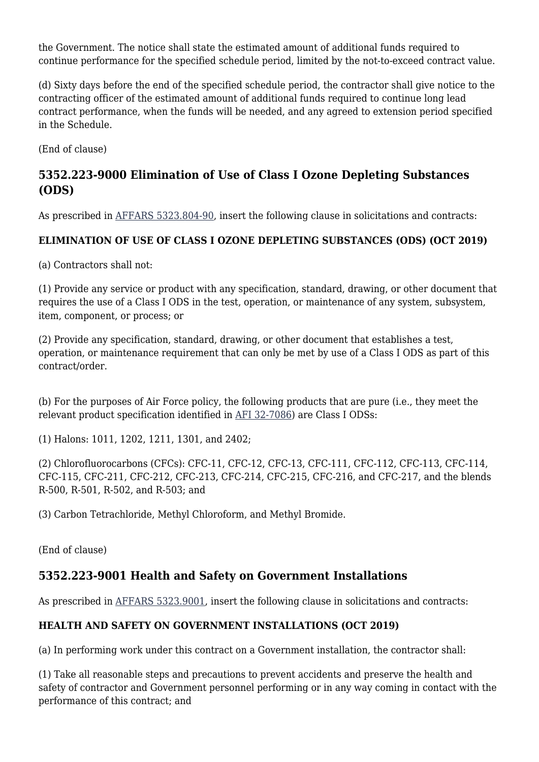the Government. The notice shall state the estimated amount of additional funds required to continue performance for the specified schedule period, limited by the not-to-exceed contract value.

(d) Sixty days before the end of the specified schedule period, the contractor shall give notice to the contracting officer of the estimated amount of additional funds required to continue long lead contract performance, when the funds will be needed, and any agreed to extension period specified in the Schedule.

(End of clause)

## 5352.223-9000 Elimination of Use of Class I Ozone Depleting Substances (ODS)

As prescribed in [AFFARS 5323.804-90](), insert the following clause in solicitations and contracts:

**ELIMINATION OF USE OF CLASS I OZONE DEPLETING SUBSTANCES (ODS) (OCT 2019)**

(a) Contractors shall not:

(1) Provide any service or product with any specification, standard, drawing, or other document that requires the use of a Class I ODS in the test, operation, or maintenance of any system, subsystem, item, component, or process; or

(2) Provide any specification, standard, drawing, or other document that establishes a test, operation, or maintenance requirement that can only be met by use of a Class I ODS as part of this contract/order.

(b) For the purposes of Air Force policy, the following products that are pure (i.e., they meet the relevant product specification identified in [AFI 32-7086]()) are Class I ODSs:

(1) Halons: 1011, 1202, 1211, 1301, and 2402;

(2) Chlorofluorocarbons (CFCs): CFC-11, CFC-12, CFC-13, CFC-111, CFC-112, CFC-113, CFC-114, CFC-115, CFC-211, CFC-212, CFC-213, CFC-214, CFC-215, CFC-216, and CFC-217, and the blends R-500, R-501, R-502, and R-503; and

(3) Carbon Tetrachloride, Methyl Chloroform, and Methyl Bromide.

(End of clause)

## 5352.223-9001 Health and Safety on Government Installations

As prescribed in [AFFARS 5323.9001](), insert the following clause in solicitations and contracts:

**HEALTH AND SAFETY ON GOVERNMENT INSTALLATIONS (OCT 2019)**

(a) In performing work under this contract on a Government installation, the contractor shall:

(1) Take all reasonable steps and precautions to prevent accidents and preserve the health and safety of contractor and Government personnel performing or in any way coming in contact with the performance of this contract; and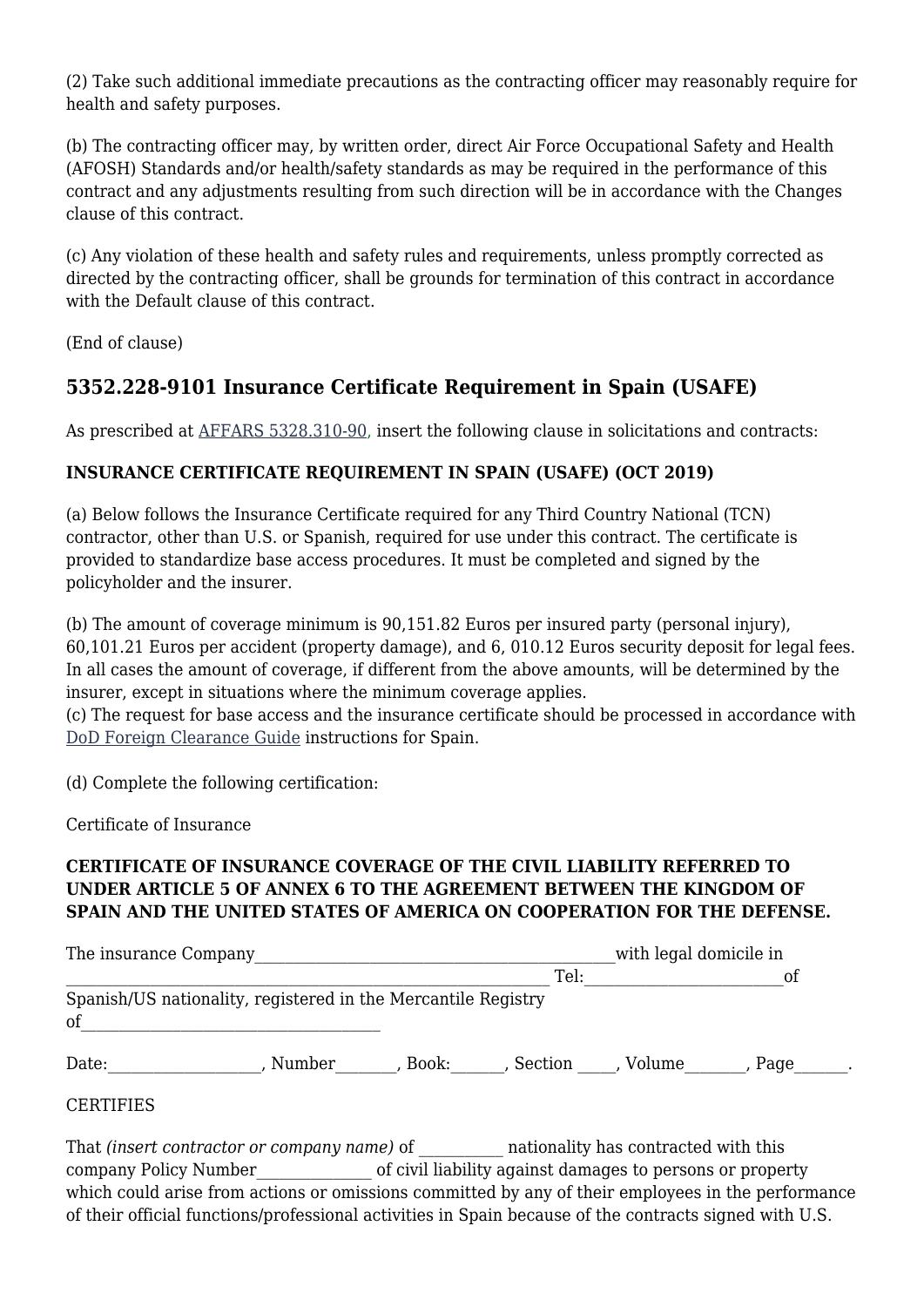(2) Take such additional immediate precautions as the contracting officer may reasonably require for health and safety purposes.

(b) The contracting officer may, by written order, direct Air Force Occupational Safety and Health (AFOSH) Standards and/or health/safety standards as may be required in the performance of this contract and any adjustments resulting from such direction will be in accordance with the Changes clause of this contract.

(c) Any violation of these health and safety rules and requirements, unless promptly corrected as directed by the contracting officer, shall be grounds for termination of this contract in accordance with the Default clause of this contract.

(End of clause)

## 5352.228-9101 Insurance Certificate Requirement in Spain (USAFE)

As prescribed at AFFARS 5328.310-90, insert the following clause in solicitations and contracts:

**INSURANCE CERTIFICATE REQUIREMENT IN SPAIN (USAFE) (OCT 2019)**

(a) Below follows the Insurance Certificate required for any Third Country National (TCN) contractor, other than U.S. or Spanish, required for use under this contract. The certificate is provided to standardize base access procedures. It must be completed and signed by the policyholder and the insurer.

(b) The amount of coverage minimum is 90,151.82 Euros per insured party (personal injury), 60,101.21 Euros per accident (property damage), and 6, 010.12 Euros security deposit for legal fees. In all cases the amount of coverage, if different from the above amounts, will be determined by the insurer, except in situations where the minimum coverage applies.
(c) The request for base access and the insurance certificate should be processed in accordance with DoD Foreign Clearance Guide instructions for Spain.

(d) Complete the following certification:

Certificate of Insurance

**CERTIFICATE OF INSURANCE COVERAGE OF THE CIVIL LIABILITY REFERRED TO UNDER ARTICLE 5 OF ANNEX 6 TO THE AGREEMENT BETWEEN THE KINGDOM OF SPAIN AND THE UNITED STATES OF AMERICA ON COOPERATION FOR THE DEFENSE.**

The insurance Company_____________________________________________with legal domicile in ____________________________________________________________ Tel:________________________of Spanish/US nationality, registered in the Mercantile Registry of______________________________________

Date:___________________, Number________, Book:_______, Section _____, Volume________, Page_______.

CERTIFIES

That *(insert contractor or company name)* of ___________ nationality has contracted with this company Policy Number_______________ of civil liability against damages to persons or property which could arise from actions or omissions committed by any of their employees in the performance of their official functions/professional activities in Spain because of the contracts signed with U.S.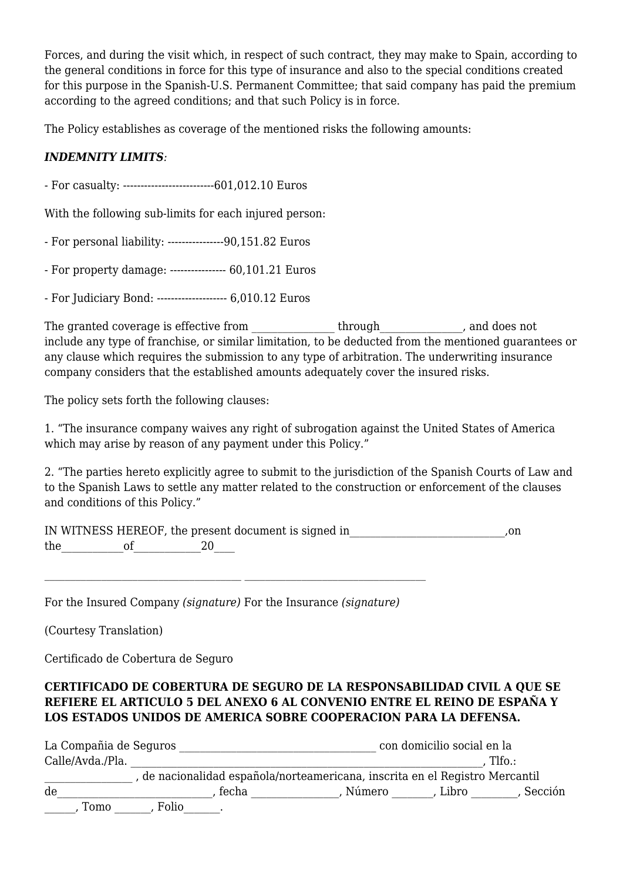Forces, and during the visit which, in respect of such contract, they may make to Spain, according to the general conditions in force for this type of insurance and also to the special conditions created for this purpose in the Spanish-U.S. Permanent Committee; that said company has paid the premium according to the agreed conditions; and that such Policy is in force.

The Policy establishes as coverage of the mentioned risks the following amounts:

***INDEMNITY LIMITS***:

- For casualty: --------------------------601,012.10 Euros

With the following sub-limits for each injured person:

- For personal liability: ----------------90,151.82 Euros

- For property damage: ---------------- 60,101.21 Euros

- For Judiciary Bond: -------------------- 6,010.12 Euros

The granted coverage is effective from _______________ through_______________, and does not include any type of franchise, or similar limitation, to be deducted from the mentioned guarantees or any clause which requires the submission to any type of arbitration. The underwriting insurance company considers that the established amounts adequately cover the insured risks.

The policy sets forth the following clauses:

1. "The insurance company waives any right of subrogation against the United States of America which may arise by reason of any payment under this Policy."

2. "The parties hereto explicitly agree to submit to the jurisdiction of the Spanish Courts of Law and to the Spanish Laws to settle any matter related to the construction or enforcement of the clauses and conditions of this Policy."

IN WITNESS HEREOF, the present document is signed in_____________________________,on the____________of____________20____

____________________________________ __________________________________

For the Insured Company *(signature)* For the Insurance *(signature)*

(Courtesy Translation)

Certificado de Cobertura de Seguro

**CERTIFICADO DE COBERTURA DE SEGURO DE LA RESPONSABILIDAD CIVIL A QUE SE REFIERE EL ARTICULO 5 DEL ANEXO 6 AL CONVENIO ENTRE EL REINO DE ESPAÑA Y LOS ESTADOS UNIDOS DE AMERICA SOBRE COOPERACION PARA LA DEFENSA.**

La Compañia de Seguros ____________________________________ con domicilio social en la Calle/Avda./Pla. _________________________________________________________________, Tlfo.: ________________ , de nacionalidad española/norteamericana, inscrita en el Registro Mercantil de_____________________________, fecha ________________, Número ________, Libro ________, Sección ______, Tomo _______, Folio_______.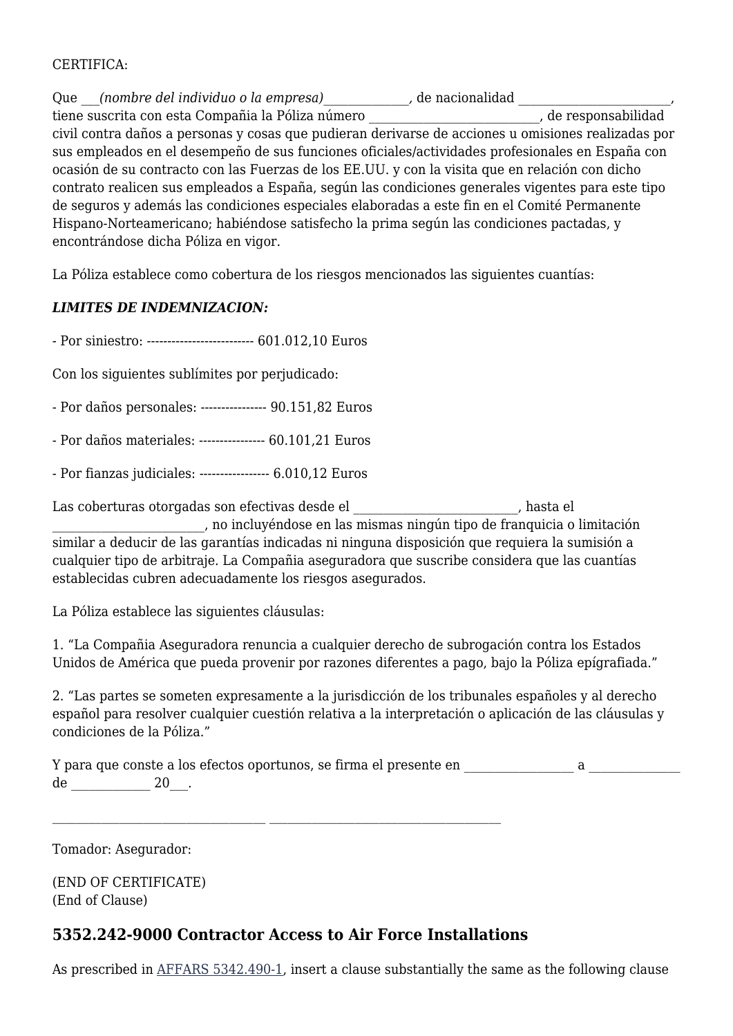CERTIFICA:

Que ___*(nombre del individuo o la empresa)*_____________*,* de nacionalidad ________________________, tiene suscrita con esta Compañia la Póliza número __________________________, de responsabilidad civil contra daños a personas y cosas que pudieran derivarse de acciones u omisiones realizadas por sus empleados en el desempeño de sus funciones oficiales/actividades profesionales en España con ocasión de su contracto con las Fuerzas de los EE.UU. y con la visita que en relación con dicho contrato realicen sus empleados a España, según las condiciones generales vigentes para este tipo de seguros y además las condiciones especiales elaboradas a este fin en el Comité Permanente Hispano-Norteamericano; habiéndose satisfecho la prima según las condiciones pactadas, y encontrándose dicha Póliza en vigor.

La Póliza establece como cobertura de los riesgos mencionados las siguientes cuantías:

***LIMITES DE INDEMNIZACION:***

- Por siniestro: ------------------------- 601.012,10 Euros

Con los siguientes sublímites por perjudicado:

- Por daños personales: --------------- 90.151,82 Euros

- Por daños materiales: --------------- 60.101,21 Euros

- Por fianzas judiciales: ---------------- 6.010,12 Euros

Las coberturas otorgadas son efectivas desde el _________________________, hasta el _______________________, no incluyéndose en las mismas ningún tipo de franquicia o limitación similar a deducir de las garantías indicadas ni ninguna disposición que requiera la sumisión a cualquier tipo de arbitraje. La Compañia aseguradora que suscribe considera que las cuantías establecidas cubren adecuadamente los riesgos asegurados.

La Póliza establece las siguientes cláusulas:

1. "La Compañia Aseguradora renuncia a cualquier derecho de subrogación contra los Estados Unidos de América que pueda provenir por razones diferentes a pago, bajo la Póliza epígrafiada."

2. "Las partes se someten expresamente a la jurisdicción de los tribunales españoles y al derecho español para resolver cualquier cuestión relativa a la interpretación o aplicación de las cláusulas y condiciones de la Póliza."

Y para que conste a los efectos oportunos, se firma el presente en ________________ a _____________ de ___________ 20___.

________________________________ ___________________________________

Tomador: Asegurador:

(END OF CERTIFICATE)
(End of Clause)

## 5352.242-9000 Contractor Access to Air Force Installations

As prescribed in AFFARS 5342.490-1, insert a clause substantially the same as the following clause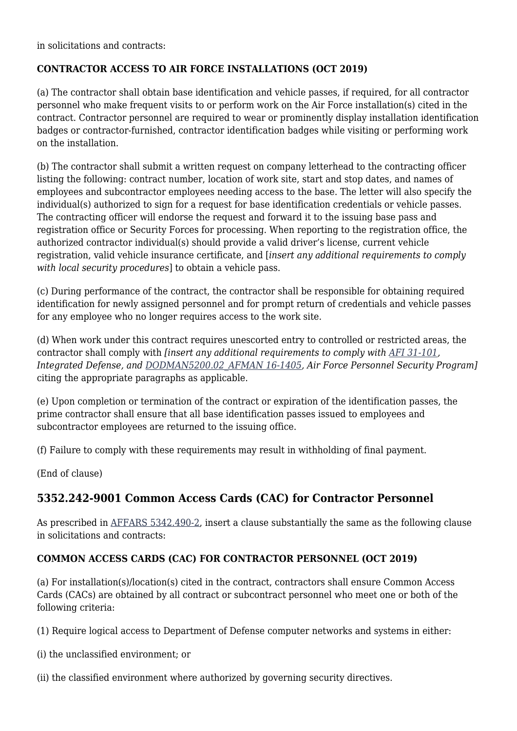in solicitations and contracts:

**CONTRACTOR ACCESS TO AIR FORCE INSTALLATIONS (OCT 2019)**

(a) The contractor shall obtain base identification and vehicle passes, if required, for all contractor personnel who make frequent visits to or perform work on the Air Force installation(s) cited in the contract. Contractor personnel are required to wear or prominently display installation identification badges or contractor-furnished, contractor identification badges while visiting or performing work on the installation.

(b) The contractor shall submit a written request on company letterhead to the contracting officer listing the following: contract number, location of work site, start and stop dates, and names of employees and subcontractor employees needing access to the base. The letter will also specify the individual(s) authorized to sign for a request for base identification credentials or vehicle passes. The contracting officer will endorse the request and forward it to the issuing base pass and registration office or Security Forces for processing. When reporting to the registration office, the authorized contractor individual(s) should provide a valid driver's license, current vehicle registration, valid vehicle insurance certificate, and [*insert any additional requirements to comply with local security procedures*] to obtain a vehicle pass.

(c) During performance of the contract, the contractor shall be responsible for obtaining required identification for newly assigned personnel and for prompt return of credentials and vehicle passes for any employee who no longer requires access to the work site.

(d) When work under this contract requires unescorted entry to controlled or restricted areas, the contractor shall comply with *[insert any additional requirements to comply with AFI 31-101, Integrated Defense, and DODMAN5200.02_AFMAN 16-1405, Air Force Personnel Security Program]* citing the appropriate paragraphs as applicable.

(e) Upon completion or termination of the contract or expiration of the identification passes, the prime contractor shall ensure that all base identification passes issued to employees and subcontractor employees are returned to the issuing office.

(f) Failure to comply with these requirements may result in withholding of final payment.

(End of clause)

## 5352.242-9001 Common Access Cards (CAC) for Contractor Personnel

As prescribed in AFFARS 5342.490-2, insert a clause substantially the same as the following clause in solicitations and contracts:

**COMMON ACCESS CARDS (CAC) FOR CONTRACTOR PERSONNEL (OCT 2019)**

(a) For installation(s)/location(s) cited in the contract, contractors shall ensure Common Access Cards (CACs) are obtained by all contract or subcontract personnel who meet one or both of the following criteria:

(1) Require logical access to Department of Defense computer networks and systems in either:

(i) the unclassified environment; or

(ii) the classified environment where authorized by governing security directives.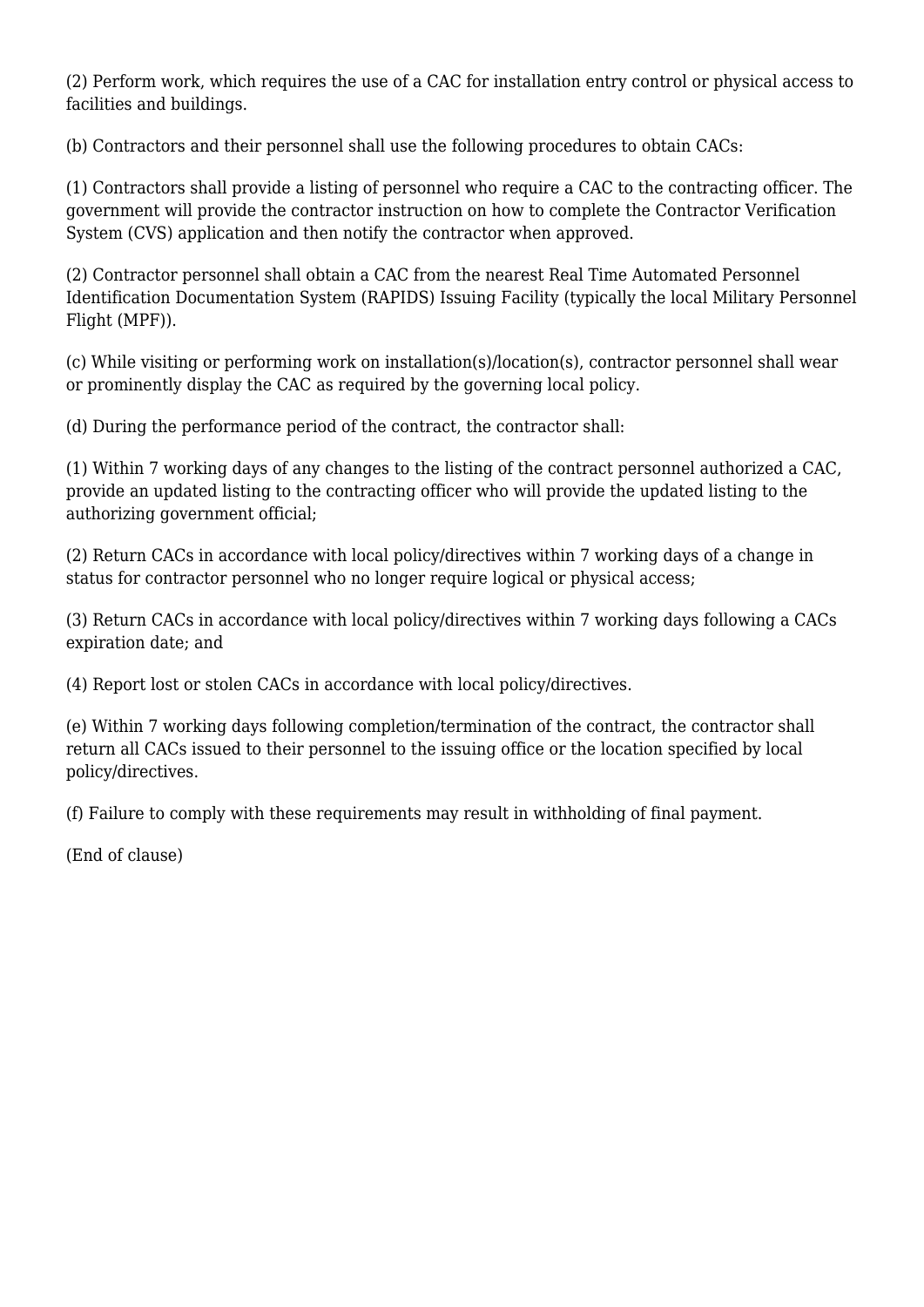(2) Perform work, which requires the use of a CAC for installation entry control or physical access to facilities and buildings.

(b) Contractors and their personnel shall use the following procedures to obtain CACs:

(1) Contractors shall provide a listing of personnel who require a CAC to the contracting officer. The government will provide the contractor instruction on how to complete the Contractor Verification System (CVS) application and then notify the contractor when approved.

(2) Contractor personnel shall obtain a CAC from the nearest Real Time Automated Personnel Identification Documentation System (RAPIDS) Issuing Facility (typically the local Military Personnel Flight (MPF)).

(c) While visiting or performing work on installation(s)/location(s), contractor personnel shall wear or prominently display the CAC as required by the governing local policy.

(d) During the performance period of the contract, the contractor shall:

(1) Within 7 working days of any changes to the listing of the contract personnel authorized a CAC, provide an updated listing to the contracting officer who will provide the updated listing to the authorizing government official;

(2) Return CACs in accordance with local policy/directives within 7 working days of a change in status for contractor personnel who no longer require logical or physical access;

(3) Return CACs in accordance with local policy/directives within 7 working days following a CACs expiration date; and

(4) Report lost or stolen CACs in accordance with local policy/directives.

(e) Within 7 working days following completion/termination of the contract, the contractor shall return all CACs issued to their personnel to the issuing office or the location specified by local policy/directives.

(f) Failure to comply with these requirements may result in withholding of final payment.

(End of clause)